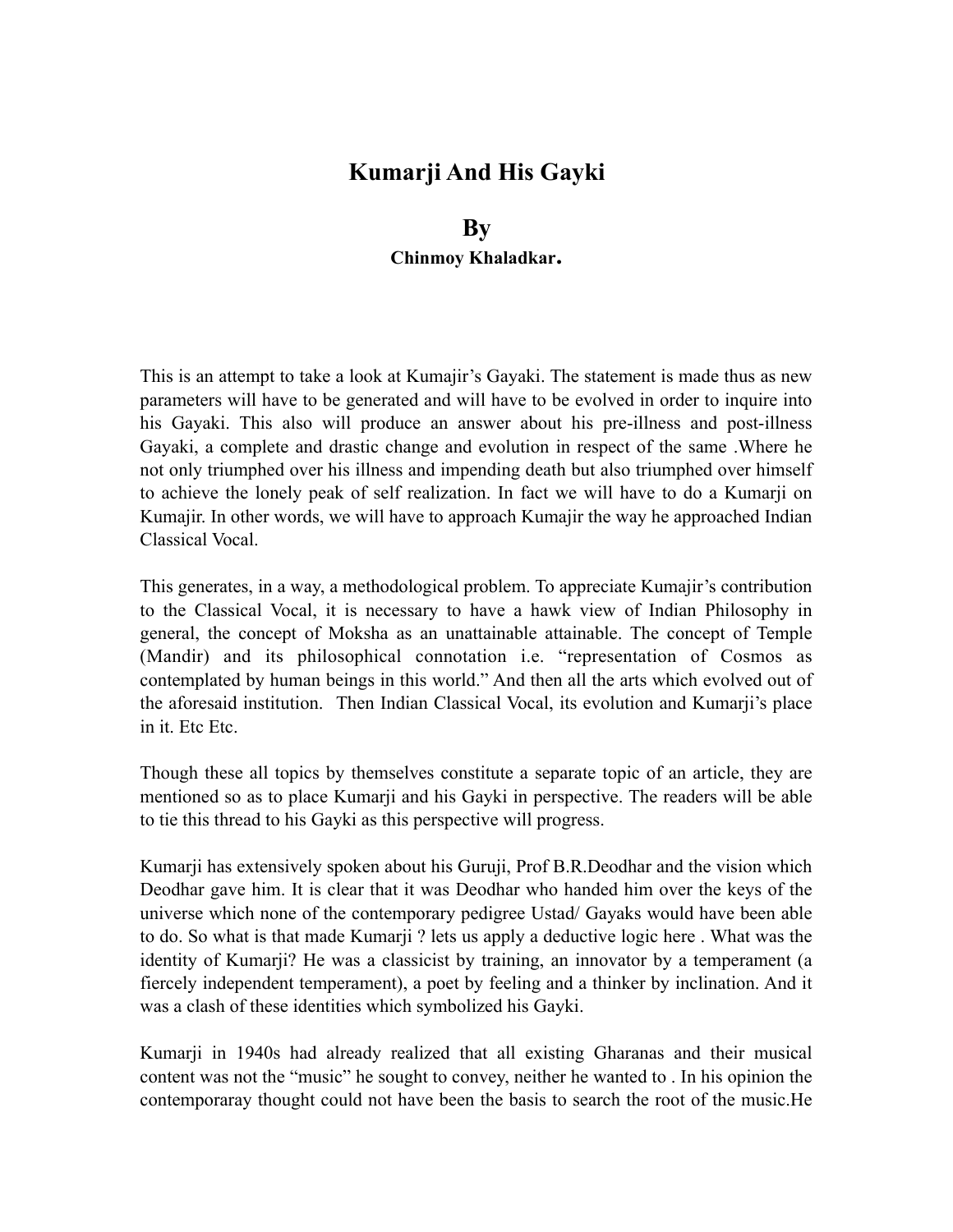# Kumarji And His Gayki

## By

**Chinmoy Khaladkar.**

This is an attempt to take a look at Kumajir's Gayaki. The statement is made thus as new parameters will have to be generated and will have to be evolved in order to inquire into his Gayaki. This also will produce an answer about his pre-illness and post-illness Gayaki, a complete and drastic change and evolution in respect of the same .Where he not only triumphed over his illness and impending death but also triumphed over himself to achieve the lonely peak of self realization. In fact we will have to do a Kumarji on Kumajir. In other words, we will have to approach Kumajir the way he approached Indian Classical Vocal.

This generates, in a way, a methodological problem. To appreciate Kumajir's contribution to the Classical Vocal, it is necessary to have a hawk view of Indian Philosophy in general, the concept of Moksha as an unattainable attainable. The concept of Temple (Mandir) and its philosophical connotation i.e. "representation of Cosmos as contemplated by human beings in this world." And then all the arts which evolved out of the aforesaid institution. Then Indian Classical Vocal, its evolution and Kumarji's place in it. Etc Etc.

Though these all topics by themselves constitute a separate topic of an article, they are mentioned so as to place Kumarji and his Gayki in perspective. The readers will be able to tie this thread to his Gayki as this perspective will progress.

Kumarji has extensively spoken about his Guruji, Prof B.R.Deodhar and the vision which Deodhar gave him. It is clear that it was Deodhar who handed him over the keys of the universe which none of the contemporary pedigree Ustad/ Gayaks would have been able to do. So what is that made Kumarji ? lets us apply a deductive logic here . What was the identity of Kumarji? He was a classicist by training, an innovator by a temperament (a fiercely independent temperament), a poet by feeling and a thinker by inclination. And it was a clash of these identities which symbolized his Gayki.

Kumarji in 1940s had already realized that all existing Gharanas and their musical content was not the "music" he sought to convey, neither he wanted to . In his opinion the contemporaray thought could not have been the basis to search the root of the music.He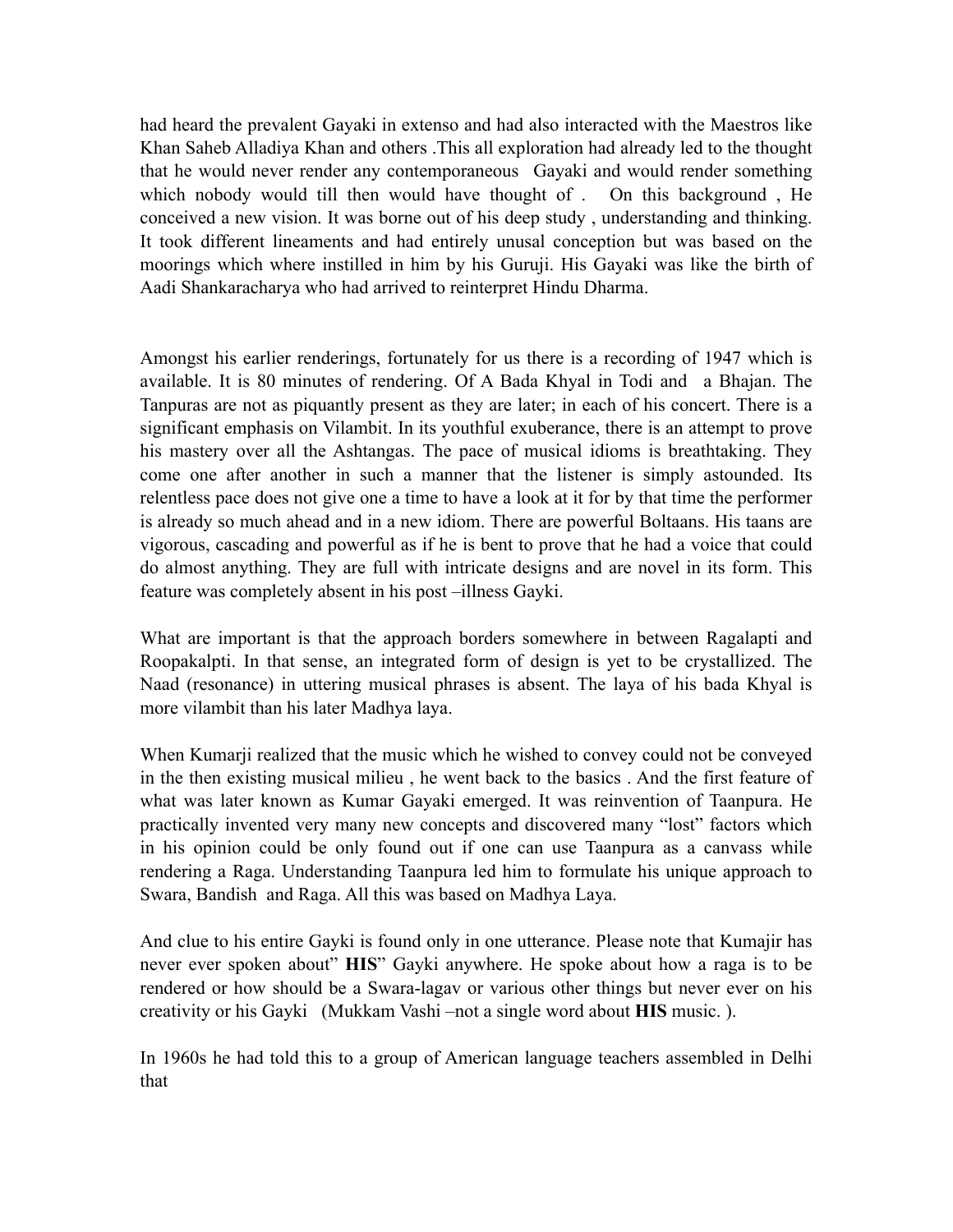had heard the prevalent Gayaki in extenso and had also interacted with the Maestros like Khan Saheb Alladiya Khan and others .This all exploration had already led to the thought that he would never render any contemporaneous Gayaki and would render something which nobody would till then would have thought of . On this background , He conceived a new vision. It was borne out of his deep study , understanding and thinking. It took different lineaments and had entirely unusal conception but was based on the moorings which where instilled in him by his Guruji. His Gayaki was like the birth of Aadi Shankaracharya who had arrived to reinterpret Hindu Dharma.

Amongst his earlier renderings, fortunately for us there is a recording of 1947 which is available. It is 80 minutes of rendering. Of A Bada Khyal in Todi and a Bhajan. The Tanpuras are not as piquantly present as they are later; in each of his concert. There is a significant emphasis on Vilambit. In its youthful exuberance, there is an attempt to prove his mastery over all the Ashtangas. The pace of musical idioms is breathtaking. They come one after another in such a manner that the listener is simply astounded. Its relentless pace does not give one a time to have a look at it for by that time the performer is already so much ahead and in a new idiom. There are powerful Boltaans. His taans are vigorous, cascading and powerful as if he is bent to prove that he had a voice that could do almost anything. They are full with intricate designs and are novel in its form. This feature was completely absent in his post –illness Gayki.

What are important is that the approach borders somewhere in between Ragalapti and Roopakalpti. In that sense, an integrated form of design is yet to be crystallized. The Naad (resonance) in uttering musical phrases is absent. The laya of his bada Khyal is more vilambit than his later Madhya laya.

When Kumarji realized that the music which he wished to convey could not be conveyed in the then existing musical milieu , he went back to the basics . And the first feature of what was later known as Kumar Gayaki emerged. It was reinvention of Taanpura. He practically invented very many new concepts and discovered many "lost" factors which in his opinion could be only found out if one can use Taanpura as a canvass while rendering a Raga. Understanding Taanpura led him to formulate his unique approach to Swara, Bandish and Raga. All this was based on Madhya Laya.

And clue to his entire Gayki is found only in one utterance. Please note that Kumajir has never ever spoken about" **HIS**" Gayki anywhere. He spoke about how a raga is to be rendered or how should be a Swara-lagav or various other things but never ever on his creativity or his Gayki (Mukkam Vashi –not a single word about **HIS** music. ).

In 1960s he had told this to a group of American language teachers assembled in Delhi that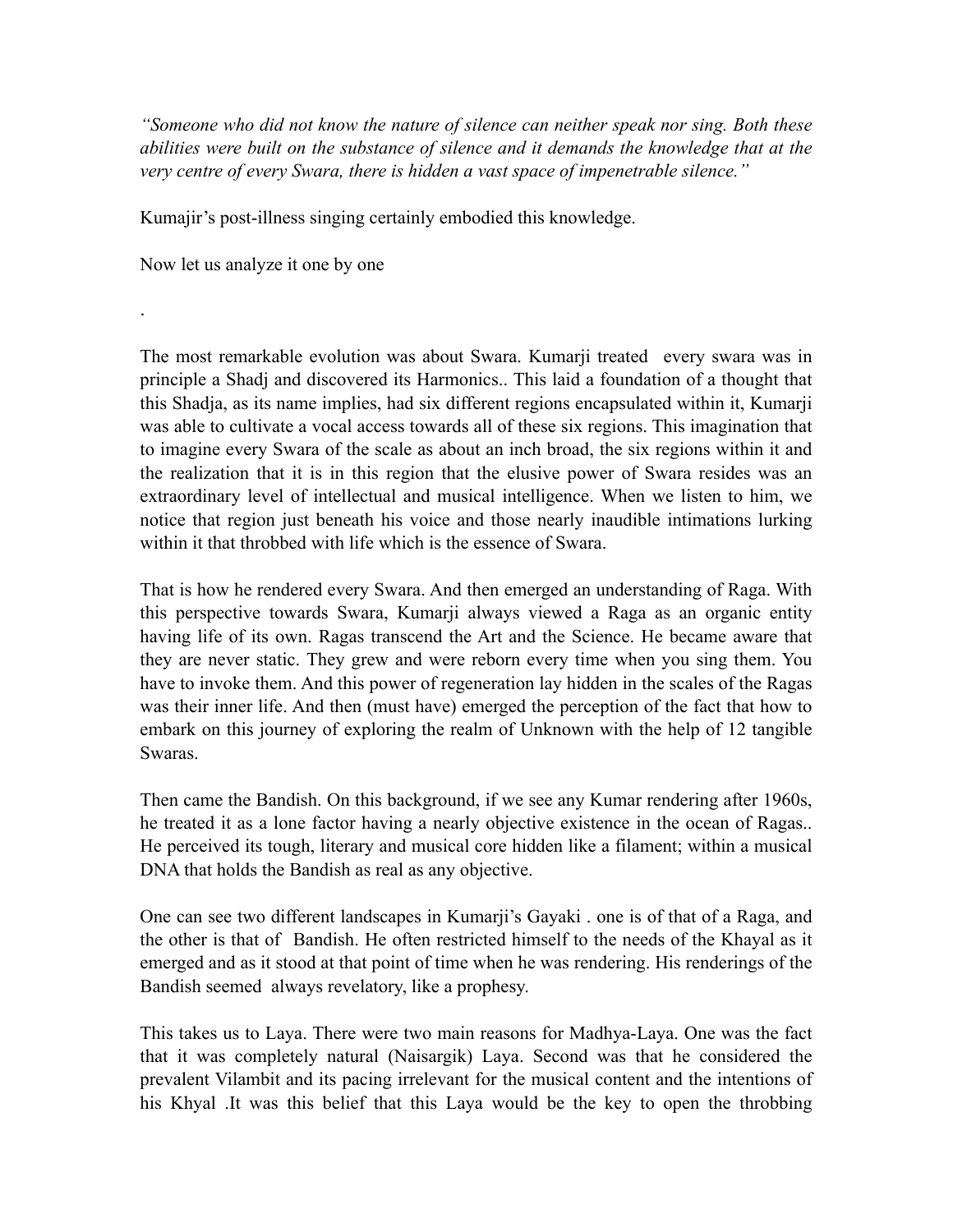*"Someone who did not know the nature of silence can neither speak nor sing. Both these abilities were built on the substance of silence and it demands the knowledge that at the very centre of every Swara, there is hidden a vast space of impenetrable silence."*

Kumajir's post-illness singing certainly embodied this knowledge.

Now let us analyze it one by one

.

The most remarkable evolution was about Swara. Kumarji treated every swara was in principle a Shadj and discovered its Harmonics.. This laid a foundation of a thought that this Shadja, as its name implies, had six different regions encapsulated within it, Kumarji was able to cultivate a vocal access towards all of these six regions. This imagination that to imagine every Swara of the scale as about an inch broad, the six regions within it and the realization that it is in this region that the elusive power of Swara resides was an extraordinary level of intellectual and musical intelligence. When we listen to him, we notice that region just beneath his voice and those nearly inaudible intimations lurking within it that throbbed with life which is the essence of Swara.

That is how he rendered every Swara. And then emerged an understanding of Raga. With this perspective towards Swara, Kumarji always viewed a Raga as an organic entity having life of its own. Ragas transcend the Art and the Science. He became aware that they are never static. They grew and were reborn every time when you sing them. You have to invoke them. And this power of regeneration lay hidden in the scales of the Ragas was their inner life. And then (must have) emerged the perception of the fact that how to embark on this journey of exploring the realm of Unknown with the help of 12 tangible Swaras.

Then came the Bandish. On this background, if we see any Kumar rendering after 1960s, he treated it as a lone factor having a nearly objective existence in the ocean of Ragas.. He perceived its tough, literary and musical core hidden like a filament; within a musical DNA that holds the Bandish as real as any objective.

One can see two different landscapes in Kumarji's Gayaki . one is of that of a Raga, and the other is that of Bandish. He often restricted himself to the needs of the Khayal as it emerged and as it stood at that point of time when he was rendering. His renderings of the Bandish seemed always revelatory, like a prophesy.

This takes us to Laya. There were two main reasons for Madhya-Laya. One was the fact that it was completely natural (Naisargik) Laya. Second was that he considered the prevalent Vilambit and its pacing irrelevant for the musical content and the intentions of his Khyal .It was this belief that this Laya would be the key to open the throbbing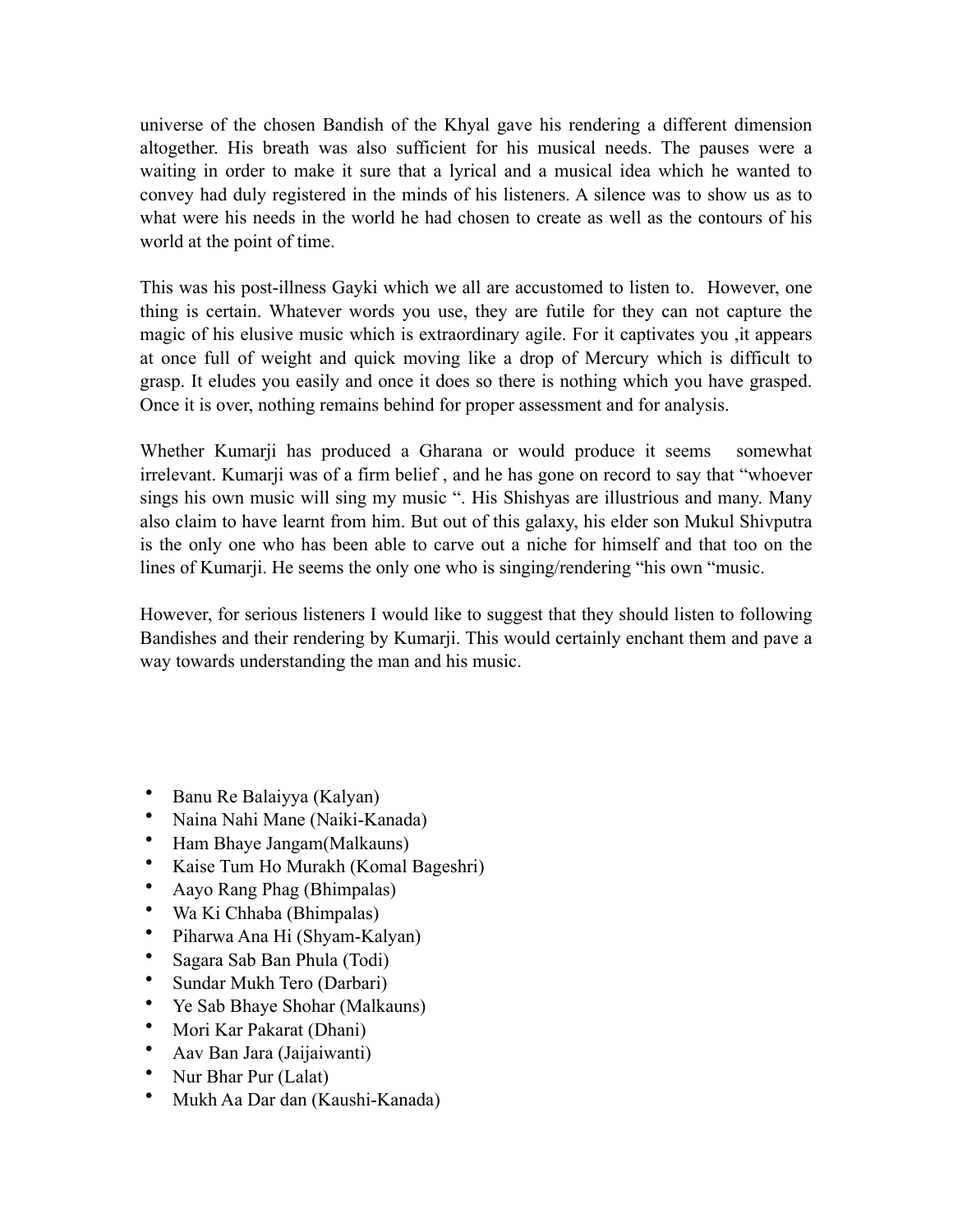universe of the chosen Bandish of the Khyal gave his rendering a different dimension altogether. His breath was also sufficient for his musical needs. The pauses were a waiting in order to make it sure that a lyrical and a musical idea which he wanted to convey had duly registered in the minds of his listeners. A silence was to show us as to what were his needs in the world he had chosen to create as well as the contours of his world at the point of time.

This was his post-illness Gayki which we all are accustomed to listen to. However, one thing is certain. Whatever words you use, they are futile for they can not capture the magic of his elusive music which is extraordinary agile. For it captivates you ,it appears at once full of weight and quick moving like a drop of Mercury which is difficult to grasp. It eludes you easily and once it does so there is nothing which you have grasped. Once it is over, nothing remains behind for proper assessment and for analysis.

Whether Kumarji has produced a Gharana or would produce it seems somewhat irrelevant. Kumarji was of a firm belief , and he has gone on record to say that "whoever sings his own music will sing my music ". His Shishyas are illustrious and many. Many also claim to have learnt from him. But out of this galaxy, his elder son Mukul Shivputra is the only one who has been able to carve out a niche for himself and that too on the lines of Kumarji. He seems the only one who is singing/rendering "his own "music.

However, for serious listeners I would like to suggest that they should listen to following Bandishes and their rendering by Kumarji. This would certainly enchant them and pave a way towards understanding the man and his music.

- Banu Re Balaiyya (Kalyan)
- Naina Nahi Mane (Naiki-Kanada)
- Ham Bhaye Jangam(Malkauns)
- Kaise Tum Ho Murakh (Komal Bageshri)
- Aayo Rang Phag (Bhimpalas)
- Wa Ki Chhaba (Bhimpalas)
- Piharwa Ana Hi (Shyam-Kalyan)
- Sagara Sab Ban Phula (Todi)
- Sundar Mukh Tero (Darbari)
- Ye Sab Bhaye Shohar (Malkauns)
- Mori Kar Pakarat (Dhani)
- Aav Ban Jara (Jaijaiwanti)
- Nur Bhar Pur (Lalat)
- Mukh Aa Dar dan (Kaushi-Kanada)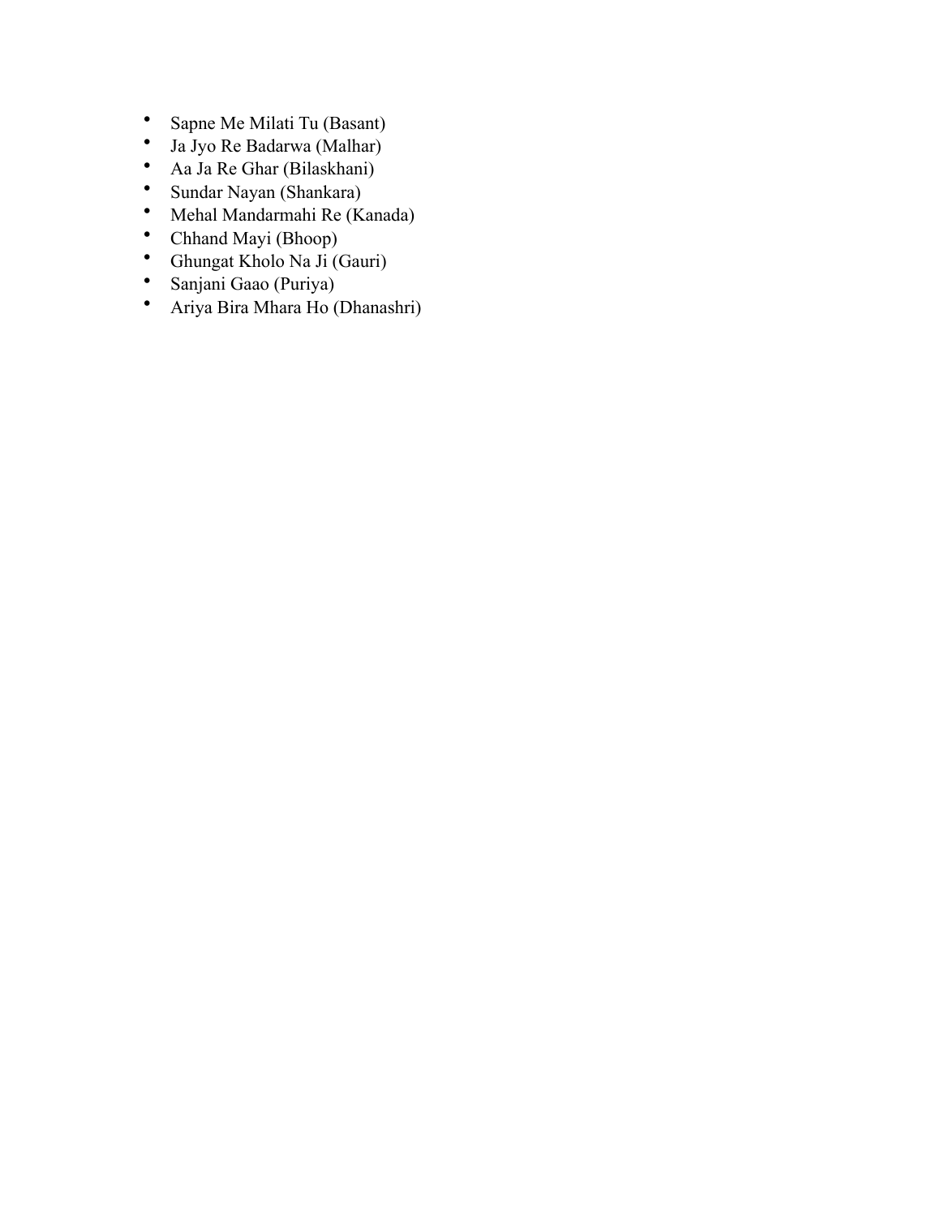- Sapne Me Milati Tu (Basant)
- Ja Jyo Re Badarwa (Malhar)
- Aa Ja Re Ghar (Bilaskhani)
- Sundar Nayan (Shankara)
- Mehal Mandarmahi Re (Kanada)
- Chhand Mayi (Bhoop)
- Ghungat Kholo Na Ji (Gauri)
- Sanjani Gaao (Puriya)
- Ariya Bira Mhara Ho (Dhanashri)